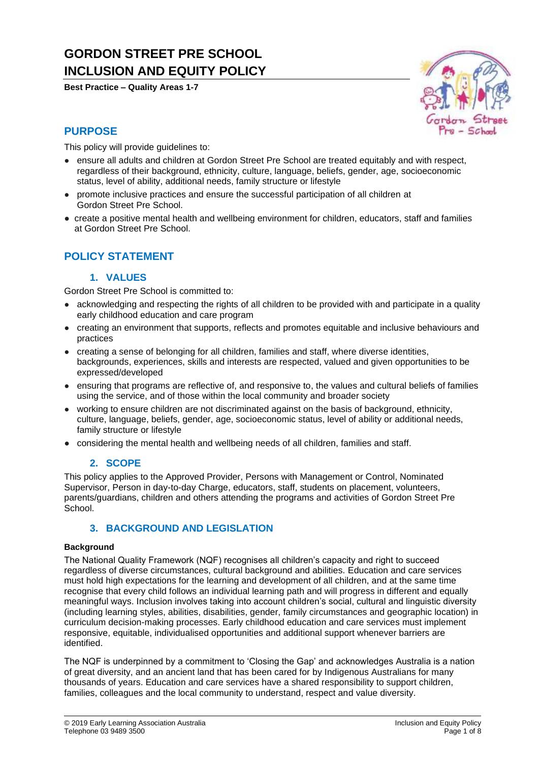# GORDON STREET PRE SCHOOL INCLUSION AND EQUITY POLICY

**Best Practice – Quality Areas 1-7**

## PURPOSE

This policy will provide guidelines to:

- ensure all adults and children at Gordon Street Pre School are treated equitably and with respect, regardless of their background, ethnicity, culture, language, beliefs, gender, age, socioeconomic status, level of ability, additional needs, family structure or lifestyle
- promote inclusive practices and ensure the successful participation of all children at Gordon Street Pre School.
- create a positive mental health and wellbeing environment for children, educators, staff and families at Gordon Street Pre School.

## POLICY STATEMENT

### 1. VALUES

Gordon Street Pre School is committed to:

- acknowledging and respecting the rights of all children to be provided with and participate in a quality early childhood education and care program
- creating an environment that supports, reflects and promotes equitable and inclusive behaviours and practices
- creating a sense of belonging for all children, families and staff, where diverse identities, backgrounds, experiences, skills and interests are respected, valued and given opportunities to be expressed/developed
- ensuring that programs are reflective of, and responsive to, the values and cultural beliefs of families using the service, and of those within the local community and broader society
- working to ensure children are not discriminated against on the basis of background, ethnicity, culture, language, beliefs, gender, age, socioeconomic status, level of ability or additional needs, family structure or lifestyle
- considering the mental health and wellbeing needs of all children, families and staff.

### 2. SCOPE

This policy applies to the Approved Provider, Persons with Management or Control, Nominated Supervisor, Person in day-to-day Charge, educators, staff, students on placement, volunteers, parents/guardians, children and others attending the programs and activities of Gordon Street Pre School.

### 3. BACKGROUND AND LEGISLATION

**Background**

The National Quality Framework (NQF) recognises all children's capacity and right to succeed regardless of diverse circumstances, cultural background and abilities. Education and care services must hold high expectations for the learning and development of all children, and at the same time recognise that every child follows an individual learning path and will progress in different and equally meaningful ways. Inclusion involves taking into account children's social, cultural and linguistic diversity (including learning styles, abilities, disabilities, gender, family circumstances and geographic location) in curriculum decision-making processes. Early childhood education and care services must implement responsive, equitable, individualised opportunities and additional support whenever barriers are identified.

The NQF is underpinned by a commitment to 'Closing the Gap' and acknowledges Australia is a nation of great diversity, and an ancient land that has been cared for by Indigenous Australians for many thousands of years. Education and care services have a shared responsibility to support children, families, colleagues and the local community to understand, respect and value diversity.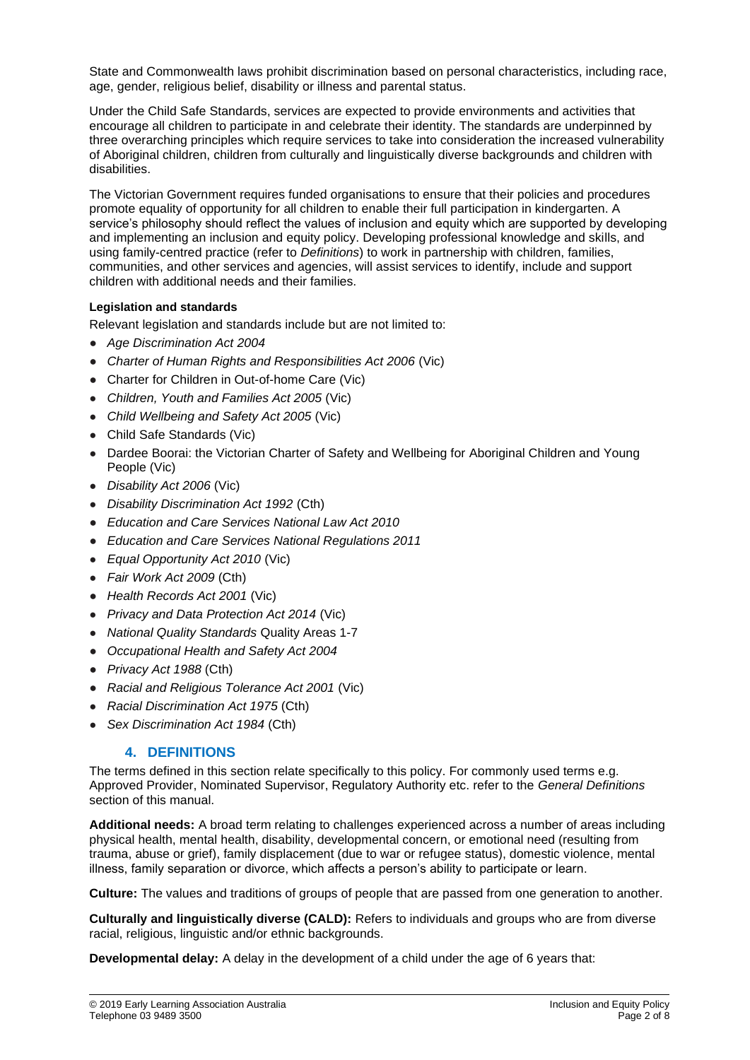State and Commonwealth laws prohibit discrimination based on personal characteristics, including race, age, gender, religious belief, disability or illness and parental status.

Under the Child Safe Standards, services are expected to provide environments and activities that encourage all children to participate in and celebrate their identity. The standards are underpinned by three overarching principles which require services to take into consideration the increased vulnerability of Aboriginal children, children from culturally and linguistically diverse backgrounds and children with disabilities.

The Victorian Government requires funded organisations to ensure that their policies and procedures promote equality of opportunity for all children to enable their full participation in kindergarten. A service's philosophy should reflect the values of inclusion and equity which are supported by developing and implementing an inclusion and equity policy. Developing professional knowledge and skills, and using family-centred practice (refer to *Definitions*) to work in partnership with children, families, communities, and other services and agencies, will assist services to identify, include and support children with additional needs and their families.

**Legislation and standards**

Relevant legislation and standards include but are not limited to:

- *Age Discrimination Act 2004*
- *Charter of Human Rights and Responsibilities Act 2006* (Vic)
- Charter for Children in Out-of-home Care (Vic)
- *Children, Youth and Families Act 2005* (Vic)
- *Child Wellbeing and Safety Act 2005* (Vic)
- Child Safe Standards (Vic)
- Dardee Boorai: the Victorian Charter of Safety and Wellbeing for Aboriginal Children and Young People (Vic)
- *Disability Act 2006* (Vic)
- *Disability Discrimination Act 1992* (Cth)
- *Education and Care Services National Law Act 2010*
- *Education and Care Services National Regulations 2011*
- *Equal Opportunity Act 2010* (Vic)
- *Fair Work Act 2009* (Cth)
- *Health Records Act 2001* (Vic)
- *Privacy and Data Protection Act 2014* (Vic)
- *National Quality Standards* Quality Areas 1-7
- *Occupational Health and Safety Act 2004*
- *Privacy Act 1988* (Cth)
- *Racial and Religious Tolerance Act 2001* (Vic)
- *Racial Discrimination Act 1975* (Cth)
- *Sex Discrimination Act 1984* (Cth)

## 4. DEFINITIONS

The terms defined in this section relate specifically to this policy. For commonly used terms e.g. Approved Provider, Nominated Supervisor, Regulatory Authority etc. refer to the *General Definitions* section of this manual.

**Additional needs:** A broad term relating to challenges experienced across a number of areas including physical health, mental health, disability, developmental concern, or emotional need (resulting from trauma, abuse or grief), family displacement (due to war or refugee status), domestic violence, mental illness, family separation or divorce, which affects a person's ability to participate or learn.

**Culture:** The values and traditions of groups of people that are passed from one generation to another.

**Culturally and linguistically diverse (CALD):** Refers to individuals and groups who are from diverse racial, religious, linguistic and/or ethnic backgrounds.

**Developmental delay:** A delay in the development of a child under the age of 6 years that: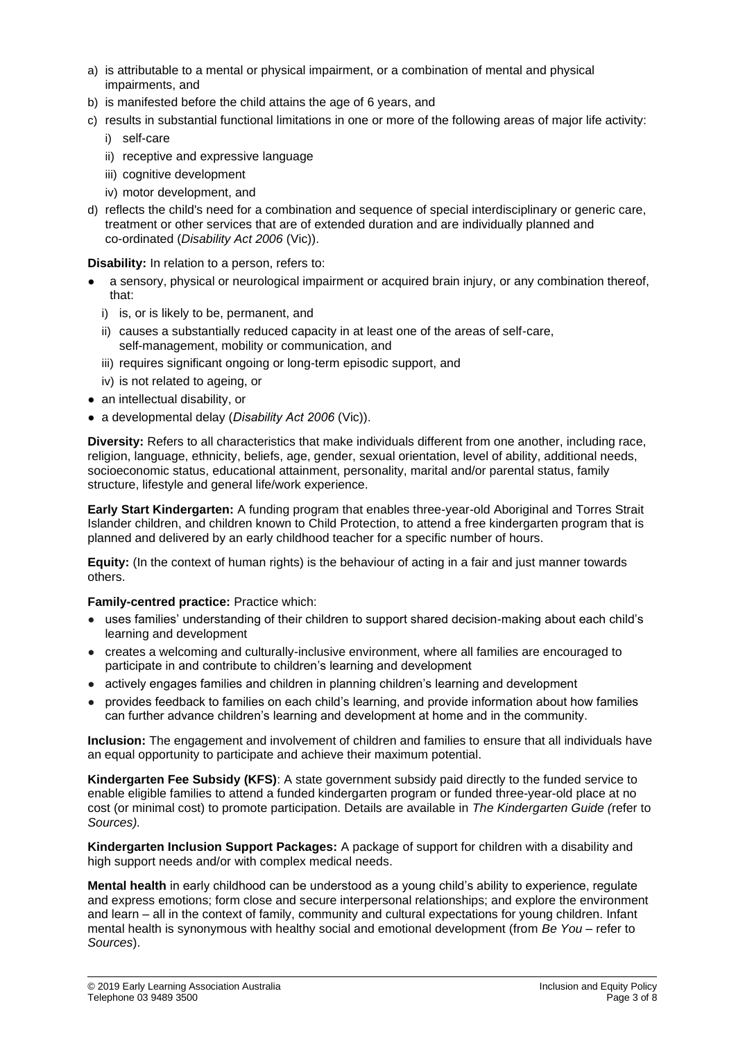a) is attributable to a mental or physical impairment, or a combination of mental and physical impairments, and
b) is manifested before the child attains the age of 6 years, and
c) results in substantial functional limitations in one or more of the following areas of major life activity:
   i) self-care
   ii) receptive and expressive language
   iii) cognitive development
   iv) motor development, and
d) reflects the child's need for a combination and sequence of special interdisciplinary or generic care, treatment or other services that are of extended duration and are individually planned and co-ordinated (*Disability Act 2006* (Vic)).

**Disability:** In relation to a person, refers to:

- a sensory, physical or neurological impairment or acquired brain injury, or any combination thereof, that:
  i) is, or is likely to be, permanent, and
  ii) causes a substantially reduced capacity in at least one of the areas of self-care, self-management, mobility or communication, and
  iii) requires significant ongoing or long-term episodic support, and
  iv) is not related to ageing, or
- an intellectual disability, or
- a developmental delay (*Disability Act 2006* (Vic)).

**Diversity:** Refers to all characteristics that make individuals different from one another, including race, religion, language, ethnicity, beliefs, age, gender, sexual orientation, level of ability, additional needs, socioeconomic status, educational attainment, personality, marital and/or parental status, family structure, lifestyle and general life/work experience.

**Early Start Kindergarten:** A funding program that enables three-year-old Aboriginal and Torres Strait Islander children, and children known to Child Protection, to attend a free kindergarten program that is planned and delivered by an early childhood teacher for a specific number of hours.

**Equity:** (In the context of human rights) is the behaviour of acting in a fair and just manner towards others.

**Family-centred practice:** Practice which:

- uses families' understanding of their children to support shared decision-making about each child's learning and development
- creates a welcoming and culturally-inclusive environment, where all families are encouraged to participate in and contribute to children's learning and development
- actively engages families and children in planning children's learning and development
- provides feedback to families on each child's learning, and provide information about how families can further advance children's learning and development at home and in the community.

**Inclusion:** The engagement and involvement of children and families to ensure that all individuals have an equal opportunity to participate and achieve their maximum potential.

**Kindergarten Fee Subsidy (KFS)**: A state government subsidy paid directly to the funded service to enable eligible families to attend a funded kindergarten program or funded three-year-old place at no cost (or minimal cost) to promote participation. Details are available in *The Kindergarten Guide (*refer to *Sources).*

**Kindergarten Inclusion Support Packages:** A package of support for children with a disability and high support needs and/or with complex medical needs.

**Mental health** in early childhood can be understood as a young child's ability to experience, regulate and express emotions; form close and secure interpersonal relationships; and explore the environment and learn – all in the context of family, community and cultural expectations for young children. Infant mental health is synonymous with healthy social and emotional development (from *Be You* – refer to *Sources*).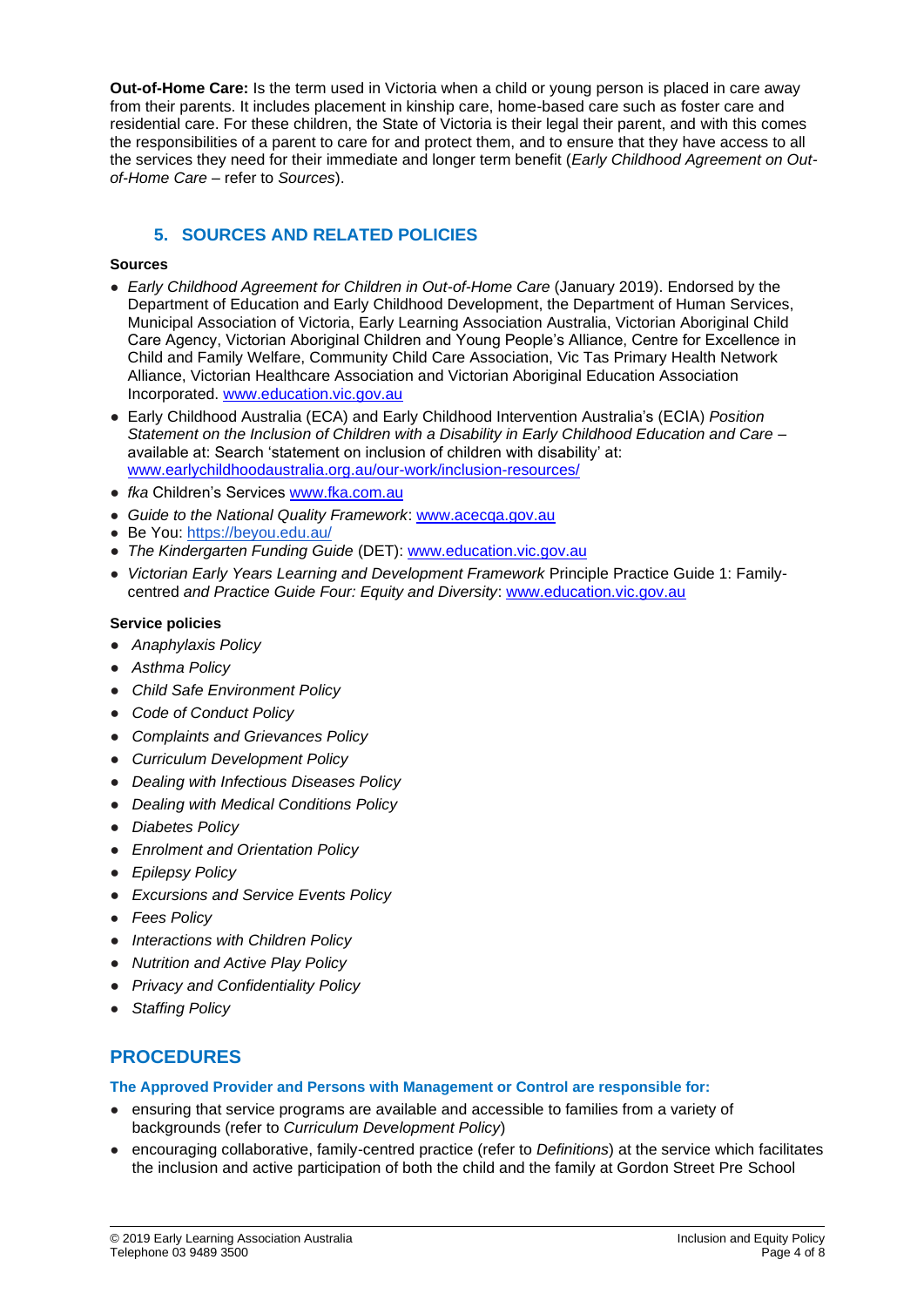**Out-of-Home Care:** Is the term used in Victoria when a child or young person is placed in care away from their parents. It includes placement in kinship care, home-based care such as foster care and residential care. For these children, the State of Victoria is their legal their parent, and with this comes the responsibilities of a parent to care for and protect them, and to ensure that they have access to all the services they need for their immediate and longer term benefit (*Early Childhood Agreement on Out-of-Home Care* – refer to *Sources*).

## 5. SOURCES AND RELATED POLICIES

**Sources**

- *Early Childhood Agreement for Children in Out-of-Home Care* (January 2019). Endorsed by the Department of Education and Early Childhood Development, the Department of Human Services, Municipal Association of Victoria, Early Learning Association Australia, Victorian Aboriginal Child Care Agency, Victorian Aboriginal Children and Young People's Alliance, Centre for Excellence in Child and Family Welfare, Community Child Care Association, Vic Tas Primary Health Network Alliance, Victorian Healthcare Association and Victorian Aboriginal Education Association Incorporated. www.education.vic.gov.au
- Early Childhood Australia (ECA) and Early Childhood Intervention Australia's (ECIA) *Position Statement on the Inclusion of Children with a Disability in Early Childhood Education and Care* – available at: Search 'statement on inclusion of children with disability' at: www.earlychildhoodaustralia.org.au/our-work/inclusion-resources/
- *fka* Children's Services www.fka.com.au
- *Guide to the National Quality Framework*: www.acecqa.gov.au
- Be You: https://beyou.edu.au/
- *The Kindergarten Funding Guide* (DET): www.education.vic.gov.au
- *Victorian Early Years Learning and Development Framework* Principle Practice Guide 1: Family-centred *and Practice Guide Four: Equity and Diversity*: www.education.vic.gov.au

**Service policies**

- *Anaphylaxis Policy*
- *Asthma Policy*
- *Child Safe Environment Policy*
- *Code of Conduct Policy*
- *Complaints and Grievances Policy*
- *Curriculum Development Policy*
- *Dealing with Infectious Diseases Policy*
- *Dealing with Medical Conditions Policy*
- *Diabetes Policy*
- *Enrolment and Orientation Policy*
- *Epilepsy Policy*
- *Excursions and Service Events Policy*
- *Fees Policy*
- *Interactions with Children Policy*
- *Nutrition and Active Play Policy*
- *Privacy and Confidentiality Policy*
- *Staffing Policy*

# PROCEDURES

### The Approved Provider and Persons with Management or Control are responsible for:

- ensuring that service programs are available and accessible to families from a variety of backgrounds (refer to *Curriculum Development Policy*)
- encouraging collaborative, family-centred practice (refer to *Definitions*) at the service which facilitates the inclusion and active participation of both the child and the family at Gordon Street Pre School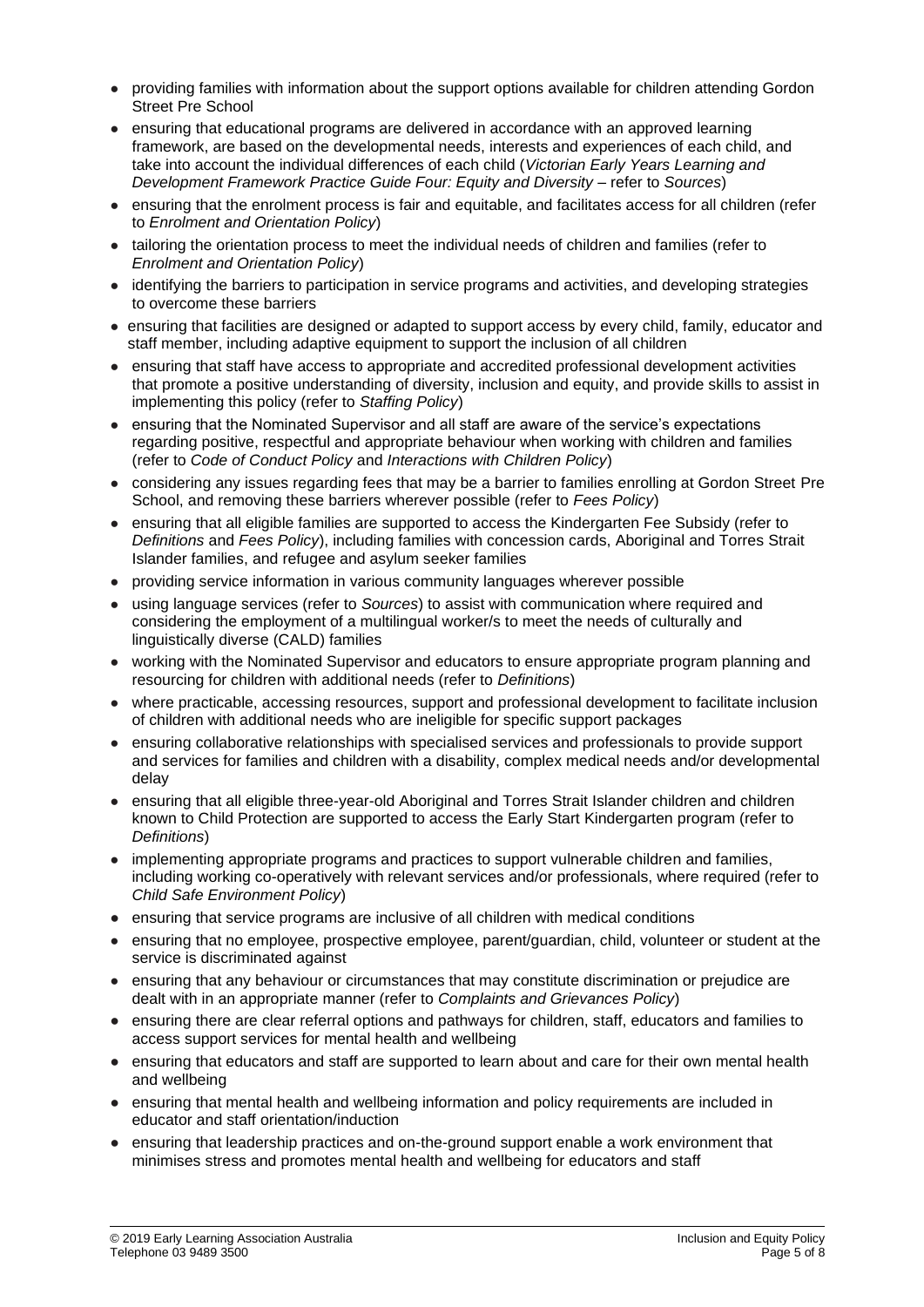- providing families with information about the support options available for children attending Gordon Street Pre School
- ensuring that educational programs are delivered in accordance with an approved learning framework, are based on the developmental needs, interests and experiences of each child, and take into account the individual differences of each child (*Victorian Early Years Learning and Development Framework Practice Guide Four: Equity and Diversity* – refer to *Sources*)
- ensuring that the enrolment process is fair and equitable, and facilitates access for all children (refer to *Enrolment and Orientation Policy*)
- tailoring the orientation process to meet the individual needs of children and families (refer to *Enrolment and Orientation Policy*)
- identifying the barriers to participation in service programs and activities, and developing strategies to overcome these barriers
- ensuring that facilities are designed or adapted to support access by every child, family, educator and staff member, including adaptive equipment to support the inclusion of all children
- ensuring that staff have access to appropriate and accredited professional development activities that promote a positive understanding of diversity, inclusion and equity, and provide skills to assist in implementing this policy (refer to *Staffing Policy*)
- ensuring that the Nominated Supervisor and all staff are aware of the service's expectations regarding positive, respectful and appropriate behaviour when working with children and families (refer to *Code of Conduct Policy* and *Interactions with Children Policy*)
- considering any issues regarding fees that may be a barrier to families enrolling at Gordon Street Pre School, and removing these barriers wherever possible (refer to *Fees Policy*)
- ensuring that all eligible families are supported to access the Kindergarten Fee Subsidy (refer to *Definitions* and *Fees Policy*), including families with concession cards, Aboriginal and Torres Strait Islander families, and refugee and asylum seeker families
- providing service information in various community languages wherever possible
- using language services (refer to *Sources*) to assist with communication where required and considering the employment of a multilingual worker/s to meet the needs of culturally and linguistically diverse (CALD) families
- working with the Nominated Supervisor and educators to ensure appropriate program planning and resourcing for children with additional needs (refer to *Definitions*)
- where practicable, accessing resources, support and professional development to facilitate inclusion of children with additional needs who are ineligible for specific support packages
- ensuring collaborative relationships with specialised services and professionals to provide support and services for families and children with a disability, complex medical needs and/or developmental delay
- ensuring that all eligible three-year-old Aboriginal and Torres Strait Islander children and children known to Child Protection are supported to access the Early Start Kindergarten program (refer to *Definitions*)
- implementing appropriate programs and practices to support vulnerable children and families, including working co-operatively with relevant services and/or professionals, where required (refer to *Child Safe Environment Policy*)
- ensuring that service programs are inclusive of all children with medical conditions
- ensuring that no employee, prospective employee, parent/guardian, child, volunteer or student at the service is discriminated against
- ensuring that any behaviour or circumstances that may constitute discrimination or prejudice are dealt with in an appropriate manner (refer to *Complaints and Grievances Policy*)
- ensuring there are clear referral options and pathways for children, staff, educators and families to access support services for mental health and wellbeing
- ensuring that educators and staff are supported to learn about and care for their own mental health and wellbeing
- ensuring that mental health and wellbeing information and policy requirements are included in educator and staff orientation/induction
- ensuring that leadership practices and on-the-ground support enable a work environment that minimises stress and promotes mental health and wellbeing for educators and staff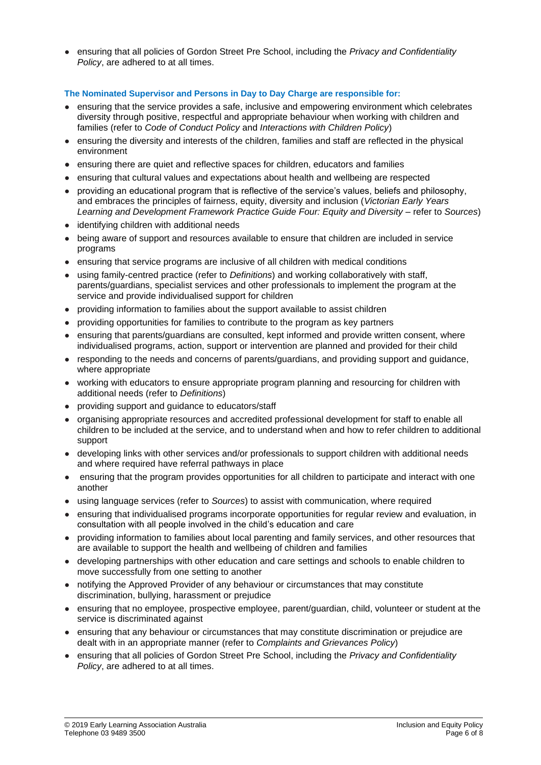- ensuring that all policies of Gordon Street Pre School, including the *Privacy and Confidentiality Policy*, are adhered to at all times.

**The Nominated Supervisor and Persons in Day to Day Charge are responsible for:**

- ensuring that the service provides a safe, inclusive and empowering environment which celebrates diversity through positive, respectful and appropriate behaviour when working with children and families (refer to *Code of Conduct Policy* and *Interactions with Children Policy*)
- ensuring the diversity and interests of the children, families and staff are reflected in the physical environment
- ensuring there are quiet and reflective spaces for children, educators and families
- ensuring that cultural values and expectations about health and wellbeing are respected
- providing an educational program that is reflective of the service's values, beliefs and philosophy, and embraces the principles of fairness, equity, diversity and inclusion (*Victorian Early Years Learning and Development Framework Practice Guide Four: Equity and Diversity* – refer to *Sources*)
- identifying children with additional needs
- being aware of support and resources available to ensure that children are included in service programs
- ensuring that service programs are inclusive of all children with medical conditions
- using family-centred practice (refer to *Definitions*) and working collaboratively with staff, parents/guardians, specialist services and other professionals to implement the program at the service and provide individualised support for children
- providing information to families about the support available to assist children
- providing opportunities for families to contribute to the program as key partners
- ensuring that parents/guardians are consulted, kept informed and provide written consent, where individualised programs, action, support or intervention are planned and provided for their child
- responding to the needs and concerns of parents/guardians, and providing support and guidance, where appropriate
- working with educators to ensure appropriate program planning and resourcing for children with additional needs (refer to *Definitions*)
- providing support and guidance to educators/staff
- organising appropriate resources and accredited professional development for staff to enable all children to be included at the service, and to understand when and how to refer children to additional support
- developing links with other services and/or professionals to support children with additional needs and where required have referral pathways in place
- ensuring that the program provides opportunities for all children to participate and interact with one another
- using language services (refer to *Sources*) to assist with communication, where required
- ensuring that individualised programs incorporate opportunities for regular review and evaluation, in consultation with all people involved in the child's education and care
- providing information to families about local parenting and family services, and other resources that are available to support the health and wellbeing of children and families
- developing partnerships with other education and care settings and schools to enable children to move successfully from one setting to another
- notifying the Approved Provider of any behaviour or circumstances that may constitute discrimination, bullying, harassment or prejudice
- ensuring that no employee, prospective employee, parent/guardian, child, volunteer or student at the service is discriminated against
- ensuring that any behaviour or circumstances that may constitute discrimination or prejudice are dealt with in an appropriate manner (refer to *Complaints and Grievances Policy*)
- ensuring that all policies of Gordon Street Pre School, including the *Privacy and Confidentiality Policy*, are adhered to at all times.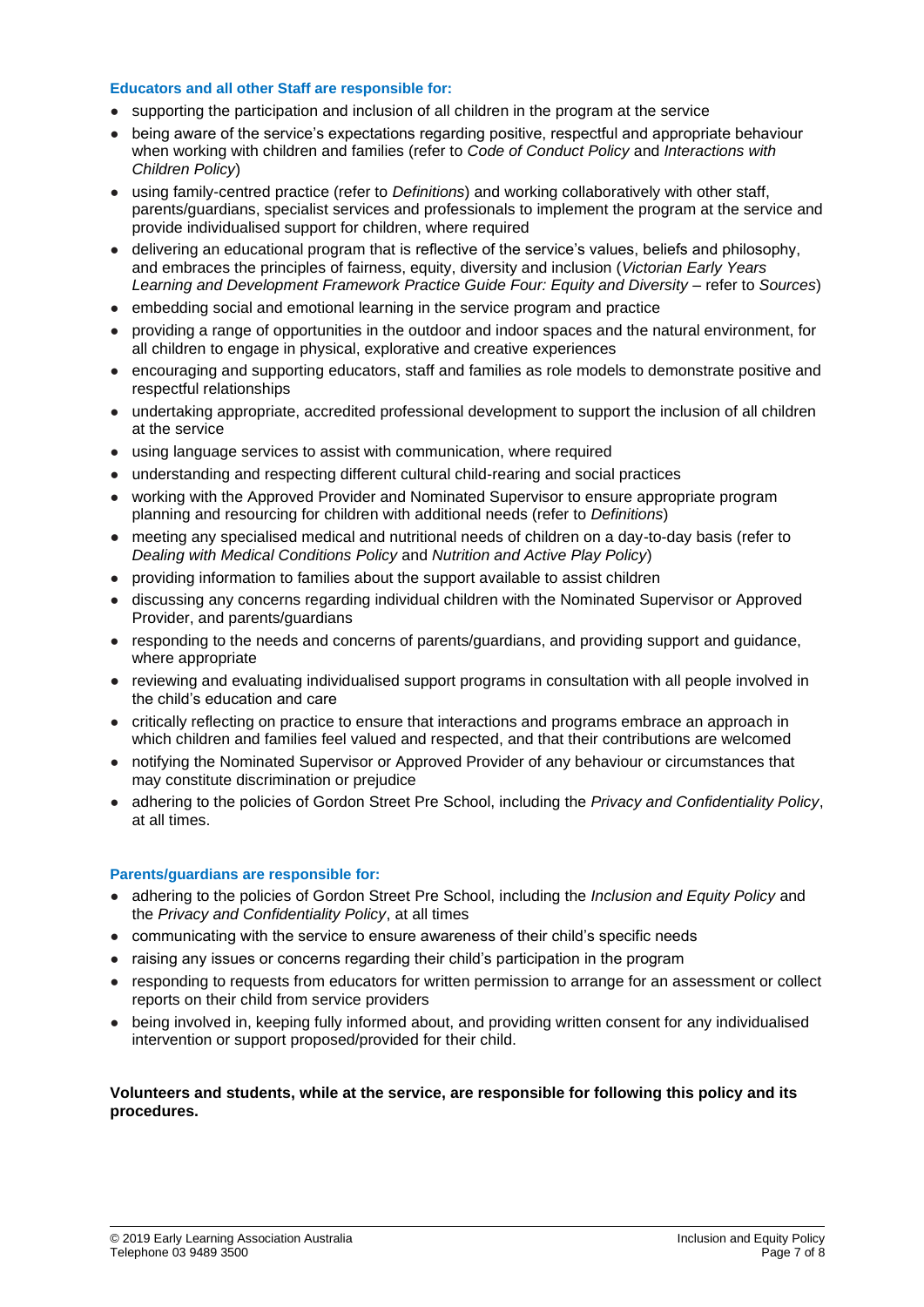**Educators and all other Staff are responsible for:**

- supporting the participation and inclusion of all children in the program at the service
- being aware of the service's expectations regarding positive, respectful and appropriate behaviour when working with children and families (refer to *Code of Conduct Policy* and *Interactions with Children Policy*)
- using family-centred practice (refer to *Definitions*) and working collaboratively with other staff, parents/guardians, specialist services and professionals to implement the program at the service and provide individualised support for children, where required
- delivering an educational program that is reflective of the service's values, beliefs and philosophy, and embraces the principles of fairness, equity, diversity and inclusion (*Victorian Early Years Learning and Development Framework Practice Guide Four: Equity and Diversity* – refer to *Sources*)
- embedding social and emotional learning in the service program and practice
- providing a range of opportunities in the outdoor and indoor spaces and the natural environment, for all children to engage in physical, explorative and creative experiences
- encouraging and supporting educators, staff and families as role models to demonstrate positive and respectful relationships
- undertaking appropriate, accredited professional development to support the inclusion of all children at the service
- using language services to assist with communication, where required
- understanding and respecting different cultural child-rearing and social practices
- working with the Approved Provider and Nominated Supervisor to ensure appropriate program planning and resourcing for children with additional needs (refer to *Definitions*)
- meeting any specialised medical and nutritional needs of children on a day-to-day basis (refer to *Dealing with Medical Conditions Policy* and *Nutrition and Active Play Policy*)
- providing information to families about the support available to assist children
- discussing any concerns regarding individual children with the Nominated Supervisor or Approved Provider, and parents/guardians
- responding to the needs and concerns of parents/guardians, and providing support and guidance, where appropriate
- reviewing and evaluating individualised support programs in consultation with all people involved in the child's education and care
- critically reflecting on practice to ensure that interactions and programs embrace an approach in which children and families feel valued and respected, and that their contributions are welcomed
- notifying the Nominated Supervisor or Approved Provider of any behaviour or circumstances that may constitute discrimination or prejudice
- adhering to the policies of Gordon Street Pre School, including the *Privacy and Confidentiality Policy*, at all times.

**Parents/guardians are responsible for:**

- adhering to the policies of Gordon Street Pre School, including the *Inclusion and Equity Policy* and the *Privacy and Confidentiality Policy*, at all times
- communicating with the service to ensure awareness of their child's specific needs
- raising any issues or concerns regarding their child's participation in the program
- responding to requests from educators for written permission to arrange for an assessment or collect reports on their child from service providers
- being involved in, keeping fully informed about, and providing written consent for any individualised intervention or support proposed/provided for their child.

**Volunteers and students, while at the service, are responsible for following this policy and its procedures.**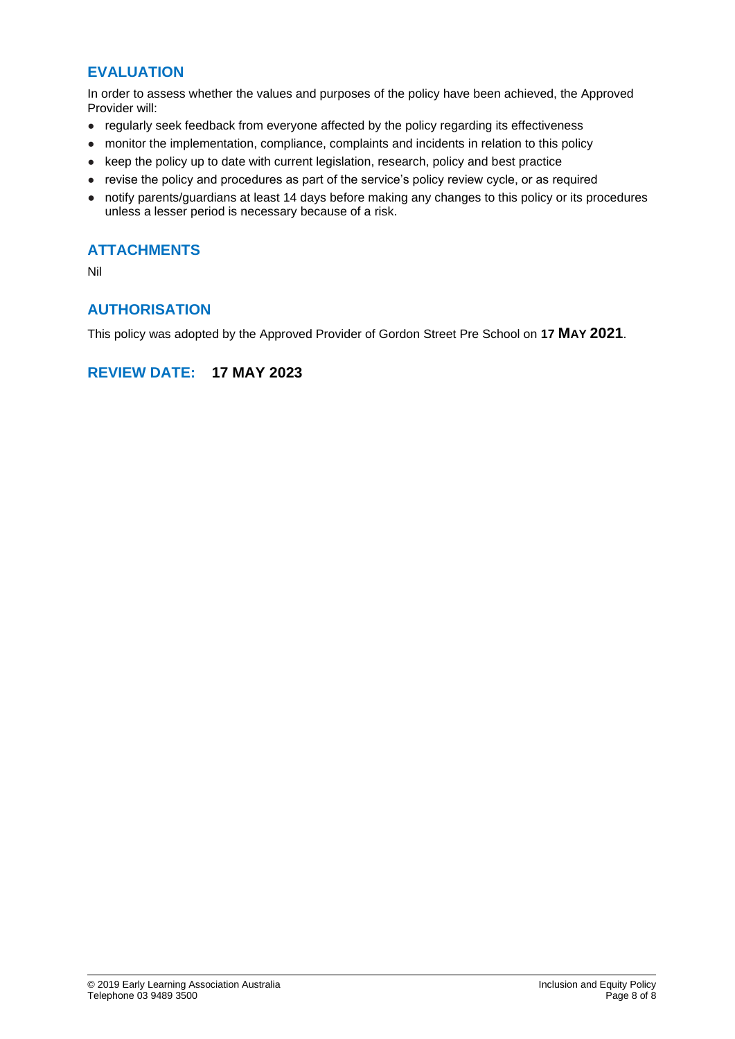## EVALUATION

In order to assess whether the values and purposes of the policy have been achieved, the Approved Provider will:

- regularly seek feedback from everyone affected by the policy regarding its effectiveness
- monitor the implementation, compliance, complaints and incidents in relation to this policy
- keep the policy up to date with current legislation, research, policy and best practice
- revise the policy and procedures as part of the service's policy review cycle, or as required
- notify parents/guardians at least 14 days before making any changes to this policy or its procedures unless a lesser period is necessary because of a risk.

## ATTACHMENTS

Nil

## AUTHORISATION

This policy was adopted by the Approved Provider of Gordon Street Pre School on **17 MAY 2021**.

## REVIEW DATE: **17 MAY 2023**